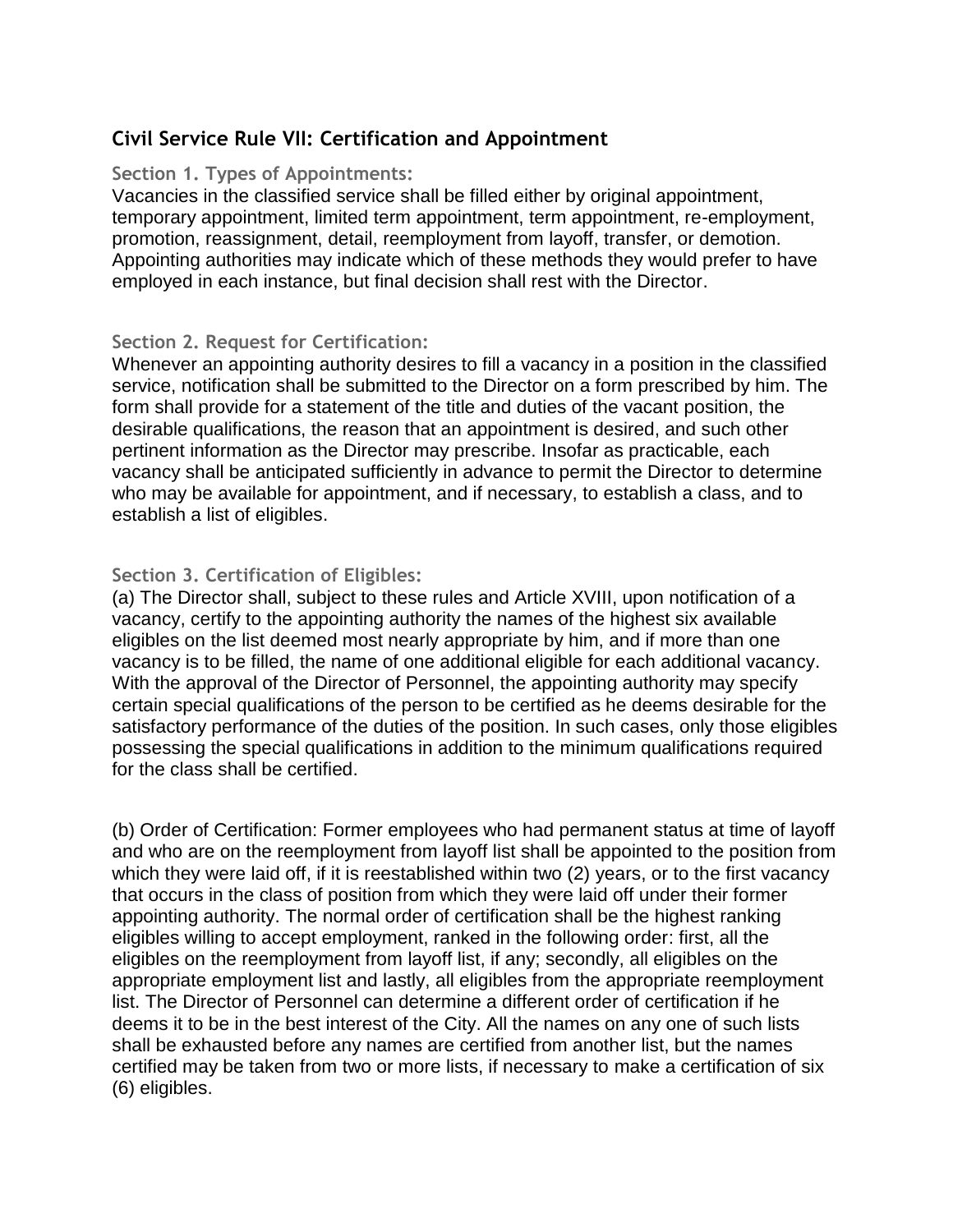## Civil Service Rule VII: Certification and Appointment

### Section 1. Types of Appointments:

Vacancies in the classified service shall be filled either by original appointment, temporary appointment, limited term appointment, term appointment, re-employment, promotion, reassignment, detail, reemployment from layoff, transfer, or demotion. Appointing authorities may indicate which of these methods they would prefer to have employed in each instance, but final decision shall rest with the Director.

### Section 2. Request for Certification:

Whenever an appointing authority desires to fill a vacancy in a position in the classified service, notification shall be submitted to the Director on a form prescribed by him. The form shall provide for a statement of the title and duties of the vacant position, the desirable qualifications, the reason that an appointment is desired, and such other pertinent information as the Director may prescribe. Insofar as practicable, each vacancy shall be anticipated sufficiently in advance to permit the Director to determine who may be available for appointment, and if necessary, to establish a class, and to establish a list of eligibles.

### Section 3. Certification of Eligibles:

(a) The Director shall, subject to these rules and Article XVIII, upon notification of a vacancy, certify to the appointing authority the names of the highest six available eligibles on the list deemed most nearly appropriate by him, and if more than one vacancy is to be filled, the name of one additional eligible for each additional vacancy. With the approval of the Director of Personnel, the appointing authority may specify certain special qualifications of the person to be certified as he deems desirable for the satisfactory performance of the duties of the position. In such cases, only those eligibles possessing the special qualifications in addition to the minimum qualifications required for the class shall be certified.

(b) Order of Certification: Former employees who had permanent status at time of layoff and who are on the reemployment from layoff list shall be appointed to the position from which they were laid off, if it is reestablished within two (2) years, or to the first vacancy that occurs in the class of position from which they were laid off under their former appointing authority. The normal order of certification shall be the highest ranking eligibles willing to accept employment, ranked in the following order: first, all the eligibles on the reemployment from layoff list, if any; secondly, all eligibles on the appropriate employment list and lastly, all eligibles from the appropriate reemployment list. The Director of Personnel can determine a different order of certification if he deems it to be in the best interest of the City. All the names on any one of such lists shall be exhausted before any names are certified from another list, but the names certified may be taken from two or more lists, if necessary to make a certification of six (6) eligibles.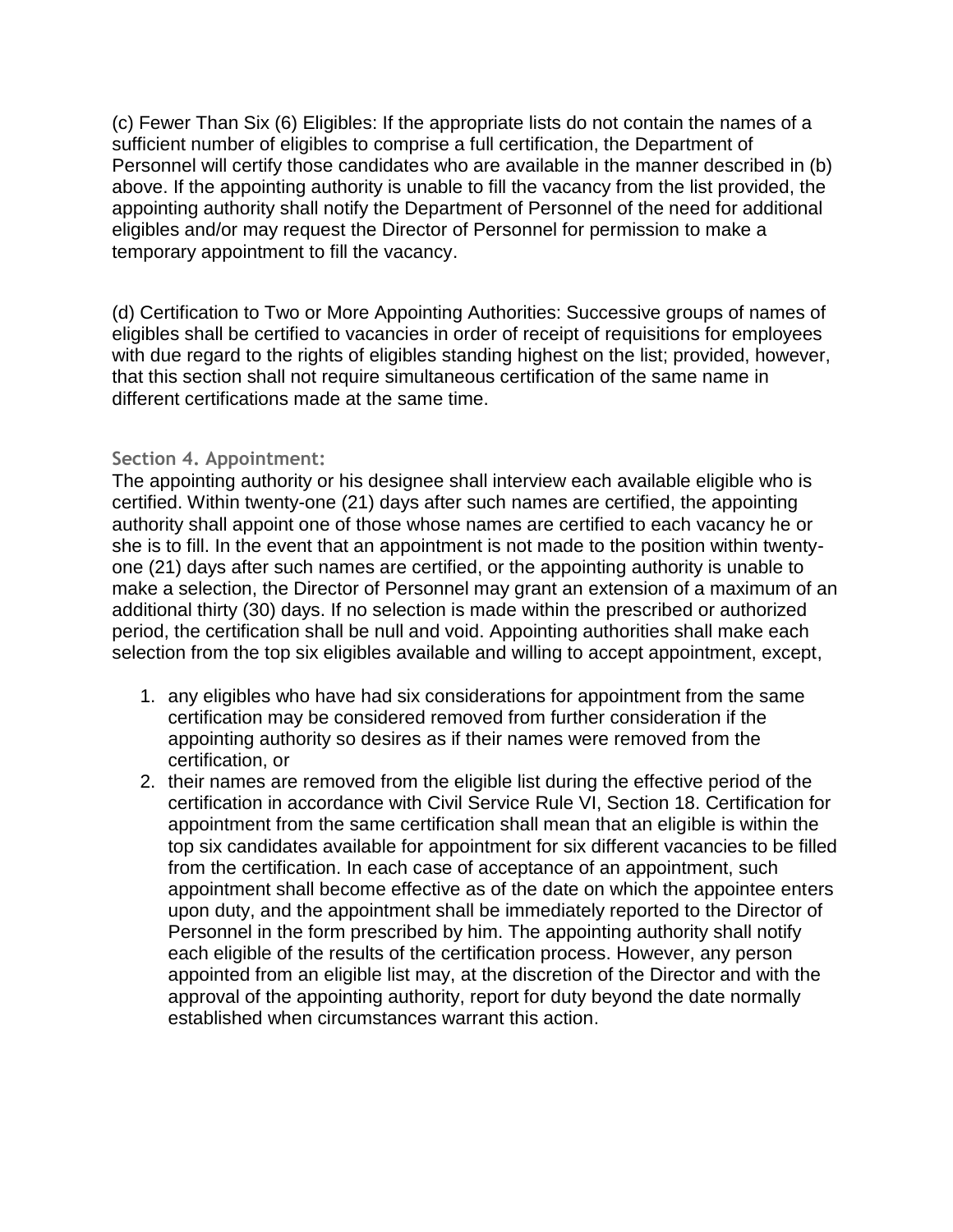(c) Fewer Than Six (6) Eligibles: If the appropriate lists do not contain the names of a sufficient number of eligibles to comprise a full certification, the Department of Personnel will certify those candidates who are available in the manner described in (b) above. If the appointing authority is unable to fill the vacancy from the list provided, the appointing authority shall notify the Department of Personnel of the need for additional eligibles and/or may request the Director of Personnel for permission to make a temporary appointment to fill the vacancy.

(d) Certification to Two or More Appointing Authorities: Successive groups of names of eligibles shall be certified to vacancies in order of receipt of requisitions for employees with due regard to the rights of eligibles standing highest on the list; provided, however, that this section shall not require simultaneous certification of the same name in different certifications made at the same time.

### Section 4. Appointment:

The appointing authority or his designee shall interview each available eligible who is certified. Within twenty-one (21) days after such names are certified, the appointing authority shall appoint one of those whose names are certified to each vacancy he or she is to fill. In the event that an appointment is not made to the position within twenty-one (21) days after such names are certified, or the appointing authority is unable to make a selection, the Director of Personnel may grant an extension of a maximum of an additional thirty (30) days. If no selection is made within the prescribed or authorized period, the certification shall be null and void. Appointing authorities shall make each selection from the top six eligibles available and willing to accept appointment, except,

1. any eligibles who have had six considerations for appointment from the same certification may be considered removed from further consideration if the appointing authority so desires as if their names were removed from the certification, or
2. their names are removed from the eligible list during the effective period of the certification in accordance with Civil Service Rule VI, Section 18. Certification for appointment from the same certification shall mean that an eligible is within the top six candidates available for appointment for six different vacancies to be filled from the certification. In each case of acceptance of an appointment, such appointment shall become effective as of the date on which the appointee enters upon duty, and the appointment shall be immediately reported to the Director of Personnel in the form prescribed by him. The appointing authority shall notify each eligible of the results of the certification process. However, any person appointed from an eligible list may, at the discretion of the Director and with the approval of the appointing authority, report for duty beyond the date normally established when circumstances warrant this action.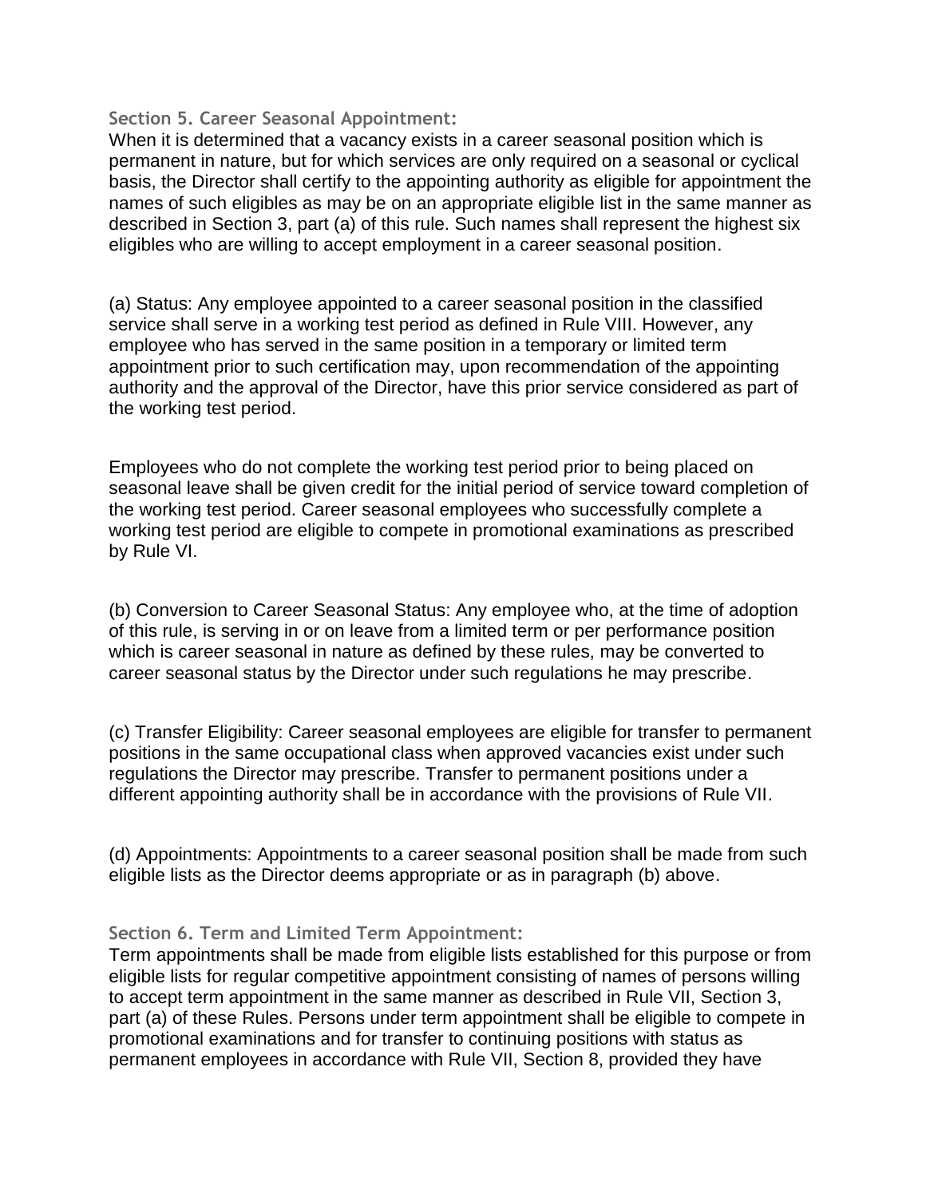### Section 5. Career Seasonal Appointment:

When it is determined that a vacancy exists in a career seasonal position which is permanent in naturement, but for which services are only required on a seasonal or cyclical basis, the Director shall certify to the appointing authority as eligible for appointment the names of such eligibles as may be on an appropriate eligible list in the same manner as described in Section 3, part (a) of this rule. Such names shall represent the highest six eligibles who are willing to accept employment in a career seasonal position.

(a) Status: Any employee appointed to a career seasonal position in the classified service shall serve in a working test period as defined in Rule VIII. However, any employee who has served in the same position in a temporary or limited term appointment prior to such certification may, upon recommendation of the appointing authority and the approval of the Director, have this prior service considered as part of the working test period.

Employees who do not complete the working test period prior to being placed on seasonal leave shall be given credit for the initial period of service toward completion of the working test period. Career seasonal employees who successfully complete a working test period are eligible to compete in promotional examinations as prescribed by Rule VI.

(b) Conversion to Career Seasonal Status: Any employee who, at the time of adoption of this rule, is serving in or on leave from a limited term or per performance position which is career seasonal in nature as defined by these rules, may be converted to career seasonal status by the Director under such regulations he may prescribe.

(c) Transfer Eligibility: Career seasonal employees are eligible for transfer to permanent positions in the same occupational class when approved vacancies exist under such regulations the Director may prescribe. Transfer to permanent positions under a different appointing authority shall be in accordance with the provisions of Rule VII.

(d) Appointments: Appointments to a career seasonal position shall be made from such eligible lists as the Director deems appropriate or as in paragraph (b) above.

### Section 6. Term and Limited Term Appointment:

Term appointments shall be made from eligible lists established for this purpose or from eligible lists for regular competitive appointment consisting of names of persons willing to accept term appointment in the same manner as described in Rule VII, Section 3, part (a) of these Rules. Persons under term appointment shall be eligible to compete in promotional examinations and for transfer to continuing positions with status as permanent employees in accordance with Rule VII, Section 8, provided they have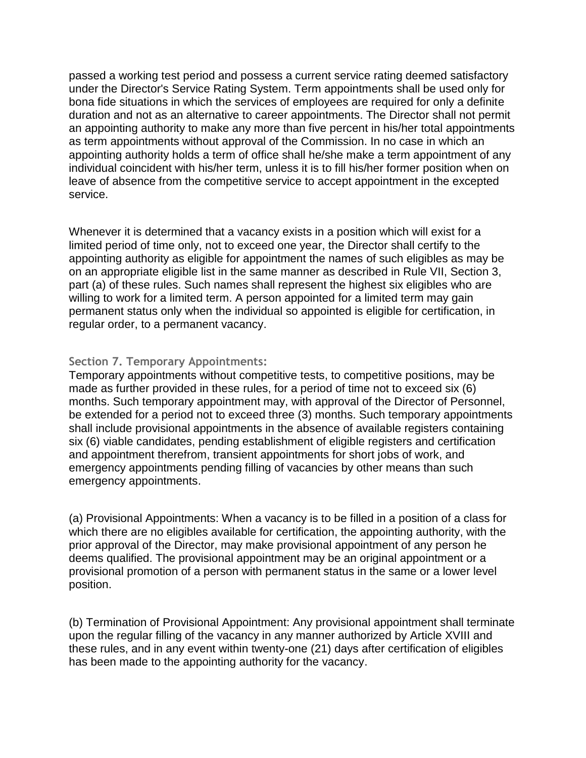passed a working test period and possess a current service rating deemed satisfactory under the Director's Service Rating System. Term appointments shall be used only for bona fide situations in which the services of employees are required for only a definite duration and not as an alternative to career appointments. The Director shall not permit an appointing authority to make any more than five percent in his/her total appointments as term appointments without approval of the Commission. In no case in which an appointing authority holds a term of office shall he/she make a term appointment of any individual coincident with his/her term, unless it is to fill his/her former position when on leave of absence from the competitive service to accept appointment in the excepted service.

Whenever it is determined that a vacancy exists in a position which will exist for a limited period of time only, not to exceed one year, the Director shall certify to the appointing authority as eligible for appointment the names of such eligibles as may be on an appropriate eligible list in the same manner as described in Rule VII, Section 3, part (a) of these rules. Such names shall represent the highest six eligibles who are willing to work for a limited term. A person appointed for a limited term may gain permanent status only when the individual so appointed is eligible for certification, in regular order, to a permanent vacancy.

### Section 7. Temporary Appointments:

Temporary appointments without competitive tests, to competitive positions, may be made as further provided in these rules, for a period of time not to exceed six (6) months. Such temporary appointment may, with approval of the Director of Personnel, be extended for a period not to exceed three (3) months. Such temporary appointments shall include provisional appointments in the absence of available registers containing six (6) viable candidates, pending establishment of eligible registers and certification and appointment therefrom, transient appointments for short jobs of work, and emergency appointments pending filling of vacancies by other means than such emergency appointments.

(a) Provisional Appointments: When a vacancy is to be filled in a position of a class for which there are no eligibles available for certification, the appointing authority, with the prior approval of the Director, may make provisional appointment of any person he deems qualified. The provisional appointment may be an original appointment or a provisional promotion of a person with permanent status in the same or a lower level position.

(b) Termination of Provisional Appointment: Any provisional appointment shall terminate upon the regular filling of the vacancy in any manner authorized by Article XVIII and these rules, and in any event within twenty-one (21) days after certification of eligibles has been made to the appointing authority for the vacancy.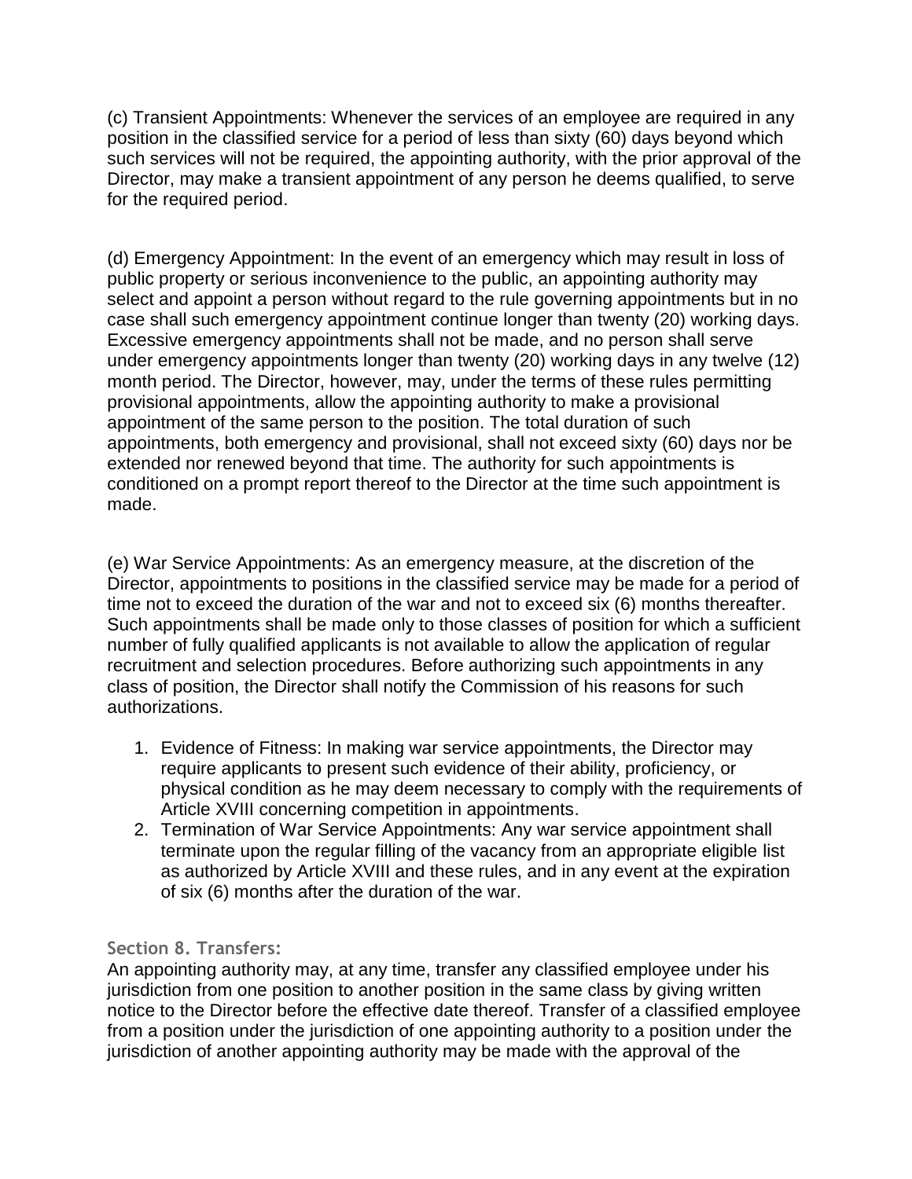(c) Transient Appointments: Whenever the services of an employee are required in any position in the classified service for a period of less than sixty (60) days beyond which such services will not be required, the appointing authority, with the prior approval of the Director, may make a transient appointment of any person he deems qualified, to serve for the required period.

(d) Emergency Appointment: In the event of an emergency which may result in loss of public property or serious inconvenience to the public, an appointing authority may select and appoint a person without regard to the rule governing appointments but in no case shall such emergency appointment continue longer than twenty (20) working days. Excessive emergency appointments shall not be made, and no person shall serve under emergency appointments longer than twenty (20) working days in any twelve (12) month period. The Director, however, may, under the terms of these rules permitting provisional appointments, allow the appointing authority to make a provisional appointment of the same person to the position. The total duration of such appointments, both emergency and provisional, shall not exceed sixty (60) days nor be extended nor renewed beyond that time. The authority for such appointments is conditioned on a prompt report thereof to the Director at the time such appointment is made.

(e) War Service Appointments: As an emergency measure, at the discretion of the Director, appointments to positions in the classified service may be made for a period of time not to exceed the duration of the war and not to exceed six (6) months thereafter. Such appointments shall be made only to those classes of position for which a sufficient number of fully qualified applicants is not available to allow the application of regular recruitment and selection procedures. Before authorizing such appointments in any class of position, the Director shall notify the Commission of his reasons for such authorizations.

1. Evidence of Fitness: In making war service appointments, the Director may require applicants to present such evidence of their ability, proficiency, or physical condition as he may deem necessary to comply with the requirements of Article XVIII concerning competition in appointments.
2. Termination of War Service Appointments: Any war service appointment shall terminate upon the regular filling of the vacancy from an appropriate eligible list as authorized by Article XVIII and these rules, and in any event at the expiration of six (6) months after the duration of the war.

### Section 8. Transfers:

An appointing authority may, at any time, transfer any classified employee under his jurisdiction from one position to another position in the same class by giving written notice to the Director before the effective date thereof. Transfer of a classified employee from a position under the jurisdiction of one appointing authority to a position under the jurisdiction of another appointing authority may be made with the approval of the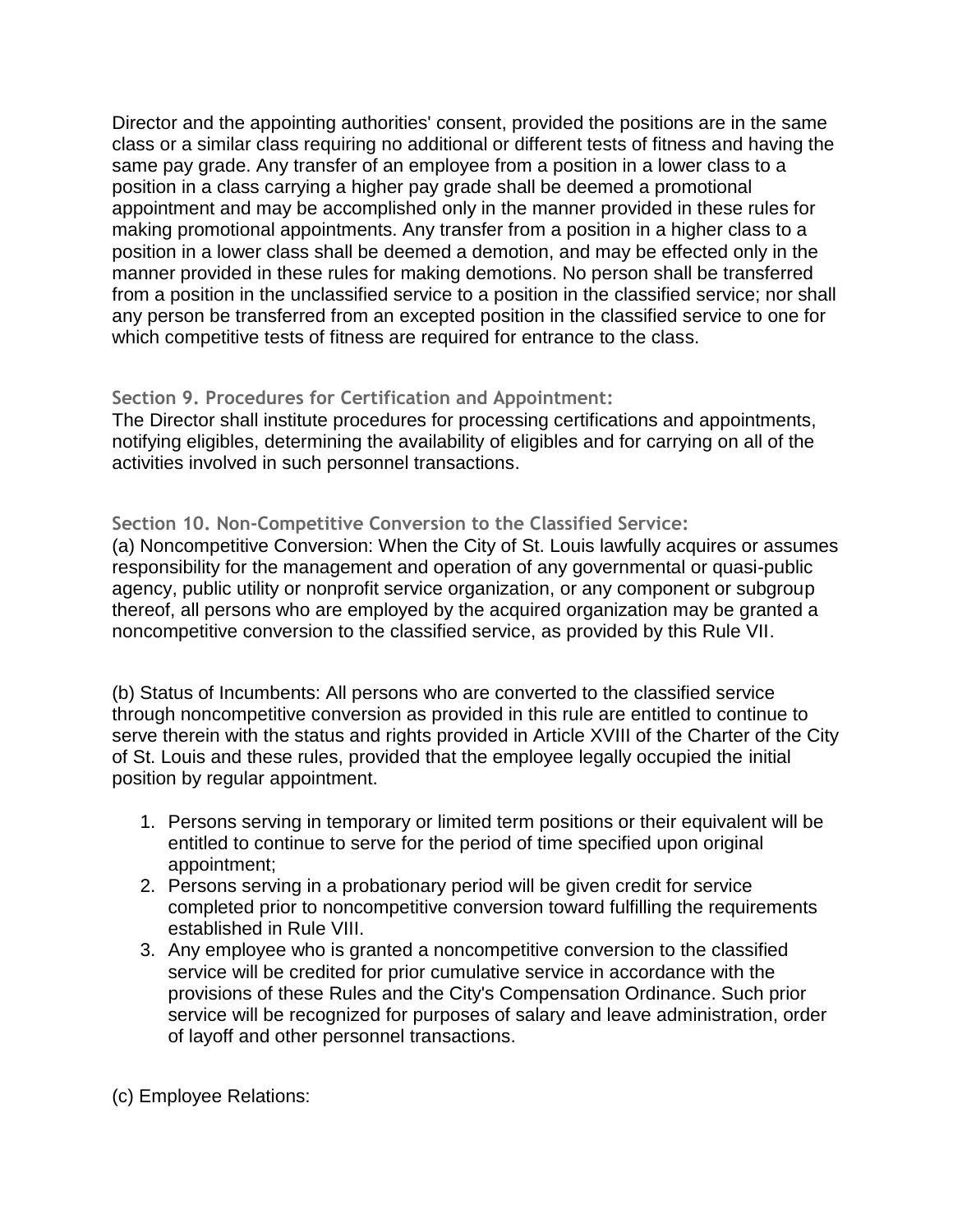Director and the appointing authorities' consent, provided the positions are in the same class or a similar class requiring no additional or different tests of fitness and having the same pay grade. Any transfer of an employee from a position in a lower class to a position in a class carrying a higher pay grade shall be deemed a promotional appointment and may be accomplished only in the manner provided in these rules for making promotional appointments. Any transfer from a position in a higher class to a position in a lower class shall be deemed a demotion, and may be effected only in the manner provided in these rules for making demotions. No person shall be transferred from a position in the unclassified service to a position in the classified service; nor shall any person be transferred from an excepted position in the classified service to one for which competitive tests of fitness are required for entrance to the class.

### Section 9. Procedures for Certification and Appointment:

The Director shall institute procedures for processing certifications and appointments, notifying eligibles, determining the availability of eligibles and for carrying on all of the activities involved in such personnel transactions.

### Section 10. Non-Competitive Conversion to the Classified Service:

(a) Noncompetitive Conversion: When the City of St. Louis lawfully acquires or assumes responsibility for the management and operation of any governmental or quasi-public agency, public utility or nonprofit service organization, or any component or subgroup thereof, all persons who are employed by the acquired organization may be granted a noncompetitive conversion to the classified service, as provided by this Rule VII.

(b) Status of Incumbents: All persons who are converted to the classified service through noncompetitive conversion as provided in this rule are entitled to continue to serve therein with the status and rights provided in Article XVIII of the Charter of the City of St. Louis and these rules, provided that the employee legally occupied the initial position by regular appointment.

1. Persons serving in temporary or limited term positions or their equivalent will be entitled to continue to serve for the period of time specified upon original appointment;
2. Persons serving in a probationary period will be given credit for service completed prior to noncompetitive conversion toward fulfilling the requirements established in Rule VIII.
3. Any employee who is granted a noncompetitive conversion to the classified service will be credited for prior cumulative service in accordance with the provisions of these Rules and the City's Compensation Ordinance. Such prior service will be recognized for purposes of salary and leave administration, order of layoff and other personnel transactions.

(c) Employee Relations: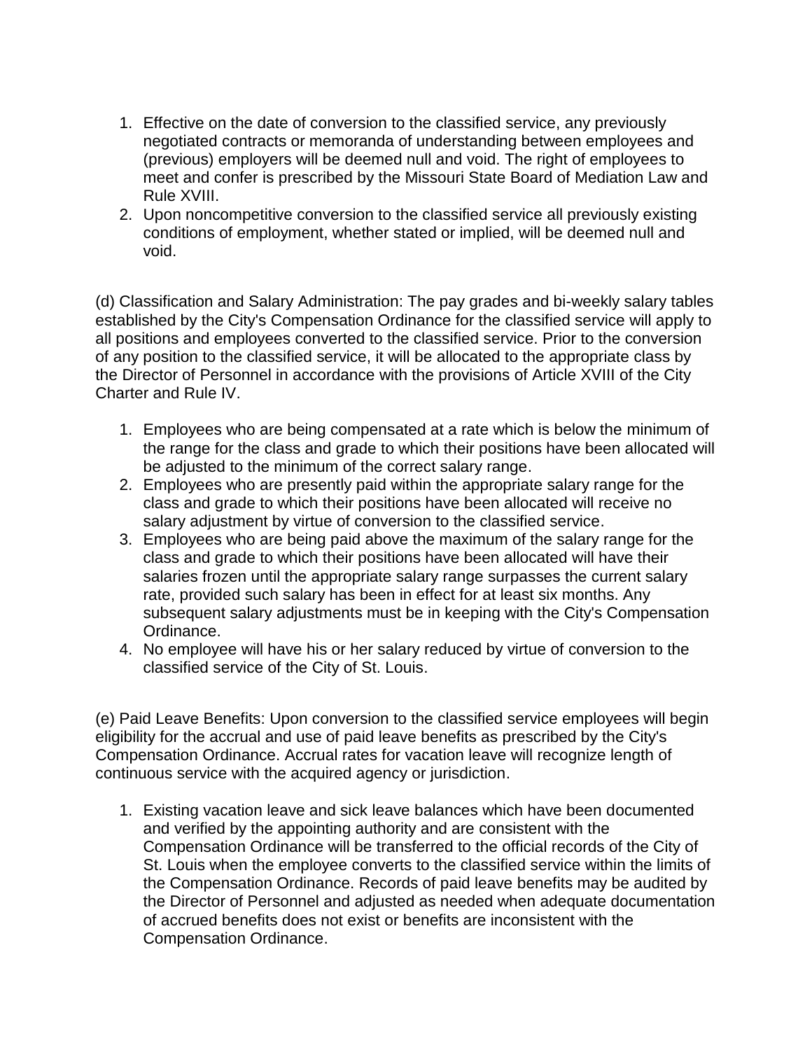1. Effective on the date of conversion to the classified service, any previously negotiated contracts or memoranda of understanding between employees and (previous) employers will be deemed null and void. The right of employees to meet and confer is prescribed by the Missouri State Board of Mediation Law and Rule XVIII.
2. Upon noncompetitive conversion to the classified service all previously existing conditions of employment, whether stated or implied, will be deemed null and void.

(d) Classification and Salary Administration: The pay grades and bi-weekly salary tables established by the City's Compensation Ordinance for the classified service will apply to all positions and employees converted to the classified service. Prior to the conversion of any position to the classified service, it will be allocated to the appropriate class by the Director of Personnel in accordance with the provisions of Article XVIII of the City Charter and Rule IV.

1. Employees who are being compensated at a rate which is below the minimum of the range for the class and grade to which their positions have been allocated will be adjusted to the minimum of the correct salary range.
2. Employees who are presently paid within the appropriate salary range for the class and grade to which their positions have been allocated will receive no salary adjustment by virtue of conversion to the classified service.
3. Employees who are being paid above the maximum of the salary range for the class and grade to which their positions have been allocated will have their salaries frozen until the appropriate salary range surpasses the current salary rate, provided such salary has been in effect for at least six months. Any subsequent salary adjustments must be in keeping with the City's Compensation Ordinance.
4. No employee will have his or her salary reduced by virtue of conversion to the classified service of the City of St. Louis.

(e) Paid Leave Benefits: Upon conversion to the classified service employees will begin eligibility for the accrual and use of paid leave benefits as prescribed by the City's Compensation Ordinance. Accrual rates for vacation leave will recognize length of continuous service with the acquired agency or jurisdiction.

1. Existing vacation leave and sick leave balances which have been documented and verified by the appointing authority and are consistent with the Compensation Ordinance will be transferred to the official records of the City of St. Louis when the employee converts to the classified service within the limits of the Compensation Ordinance. Records of paid leave benefits may be audited by the Director of Personnel and adjusted as needed when adequate documentation of accrued benefits does not exist or benefits are inconsistent with the Compensation Ordinance.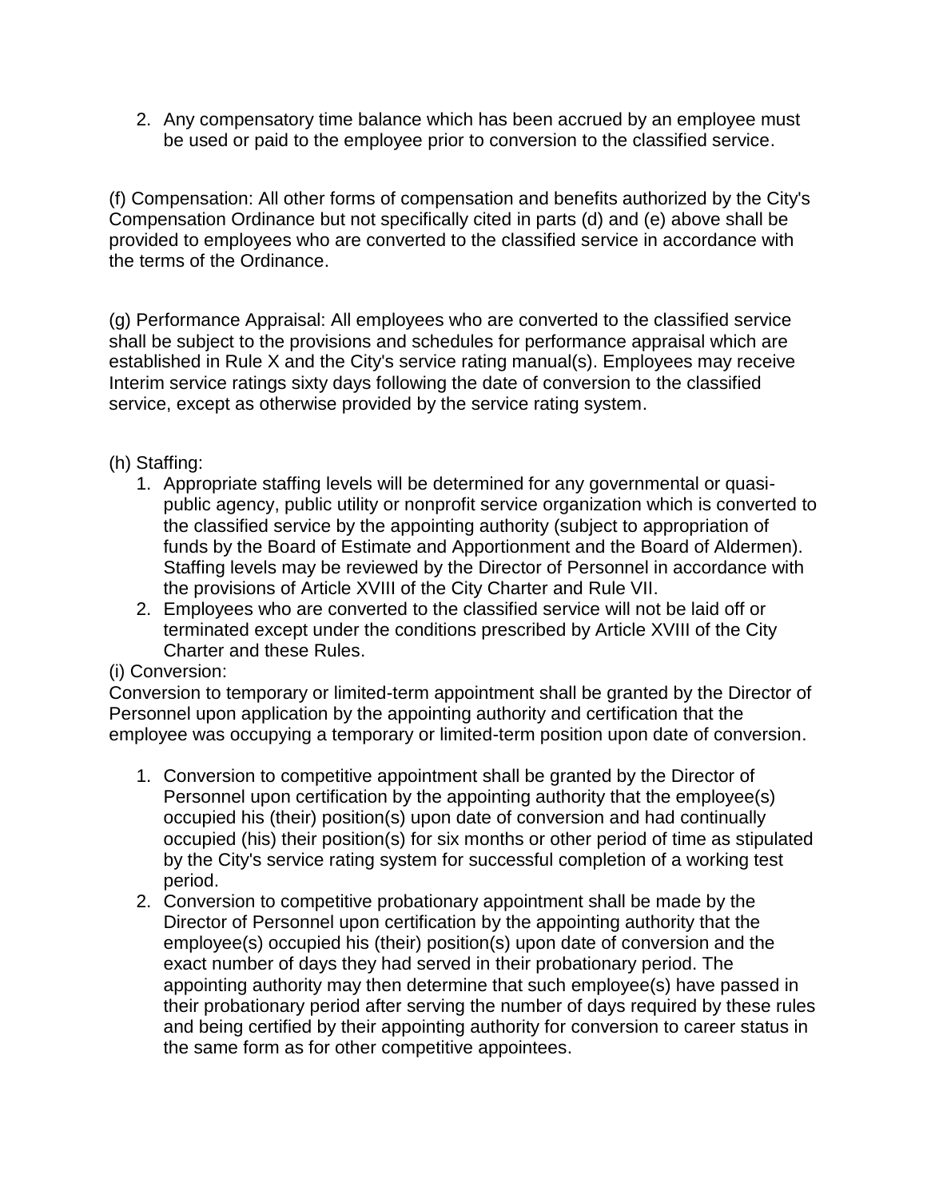2. Any compensatory time balance which has been accrued by an employee must be used or paid to the employee prior to conversion to the classified service.

(f) Compensation: All other forms of compensation and benefits authorized by the City's Compensation Ordinance but not specifically cited in parts (d) and (e) above shall be provided to employees who are converted to the classified service in accordance with the terms of the Ordinance.

(g) Performance Appraisal: All employees who are converted to the classified service shall be subject to the provisions and schedules for performance appraisal which are established in Rule X and the City's service rating manual(s). Employees may receive Interim service ratings sixty days following the date of conversion to the classified service, except as otherwise provided by the service rating system.

(h) Staffing:

1. Appropriate staffing levels will be determined for any governmental or quasi-public agency, public utility or nonprofit service organization which is converted to the classified service by the appointing authority (subject to appropriation of funds by the Board of Estimate and Apportionment and the Board of Aldermen). Staffing levels may be reviewed by the Director of Personnel in accordance with the provisions of Article XVIII of the City Charter and Rule VII.
2. Employees who are converted to the classified service will not be laid off or terminated except under the conditions prescribed by Article XVIII of the City Charter and these Rules.

(i) Conversion:

Conversion to temporary or limited-term appointment shall be granted by the Director of Personnel upon application by the appointing authority and certification that the employee was occupying a temporary or limited-term position upon date of conversion.

1. Conversion to competitive appointment shall be granted by the Director of Personnel upon certification by the appointing authority that the employee(s) occupied his (their) position(s) upon date of conversion and had continually occupied (his) their position(s) for six months or other period of time as stipulated by the City's service rating system for successful completion of a working test period.
2. Conversion to competitive probationary appointment shall be made by the Director of Personnel upon certification by the appointing authority that the employee(s) occupied his (their) position(s) upon date of conversion and the exact number of days they had served in their probationary period. The appointing authority may then determine that such employee(s) have passed in their probationary period after serving the number of days required by these rules and being certified by their appointing authority for conversion to career status in the same form as for other competitive appointees.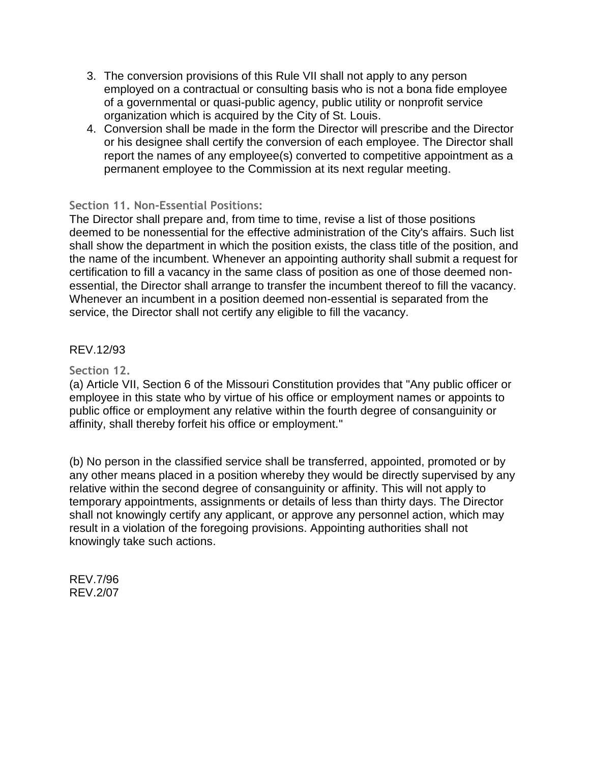3. The conversion provisions of this Rule VII shall not apply to any person employed on a contractual or consulting basis who is not a bona fide employee of a governmental or quasi-public agency, public utility or nonprofit service organization which is acquired by the City of St. Louis.
4. Conversion shall be made in the form the Director will prescribe and the Director or his designee shall certify the conversion of each employee. The Director shall report the names of any employee(s) converted to competitive appointment as a permanent employee to the Commission at its next regular meeting.

### Section 11. Non-Essential Positions:

The Director shall prepare and, from time to time, revise a list of those positions deemed to be nonessential for the effective administration of the City's affairs. Such list shall show the department in which the position exists, the class title of the position, and the name of the incumbent. Whenever an appointing authority shall submit a request for certification to fill a vacancy in the same class of position as one of those deemed non-essential, the Director shall arrange to transfer the incumbent thereof to fill the vacancy. Whenever an incumbent in a position deemed non-essential is separated from the service, the Director shall not certify any eligible to fill the vacancy.

REV.12/93

### Section 12.

(a) Article VII, Section 6 of the Missouri Constitution provides that "Any public officer or employee in this state who by virtue of his office or employment names or appoints to public office or employment any relative within the fourth degree of consanguinity or affinity, shall thereby forfeit his office or employment."

(b) No person in the classified service shall be transferred, appointed, promoted or by any other means placed in a position whereby they would be directly supervised by any relative within the second degree of consanguinity or affinity. This will not apply to temporary appointments, assignments or details of less than thirty days. The Director shall not knowingly certify any applicant, or approve any personnel action, which may result in a violation of the foregoing provisions. Appointing authorities shall not knowingly take such actions.

REV.7/96
REV.2/07